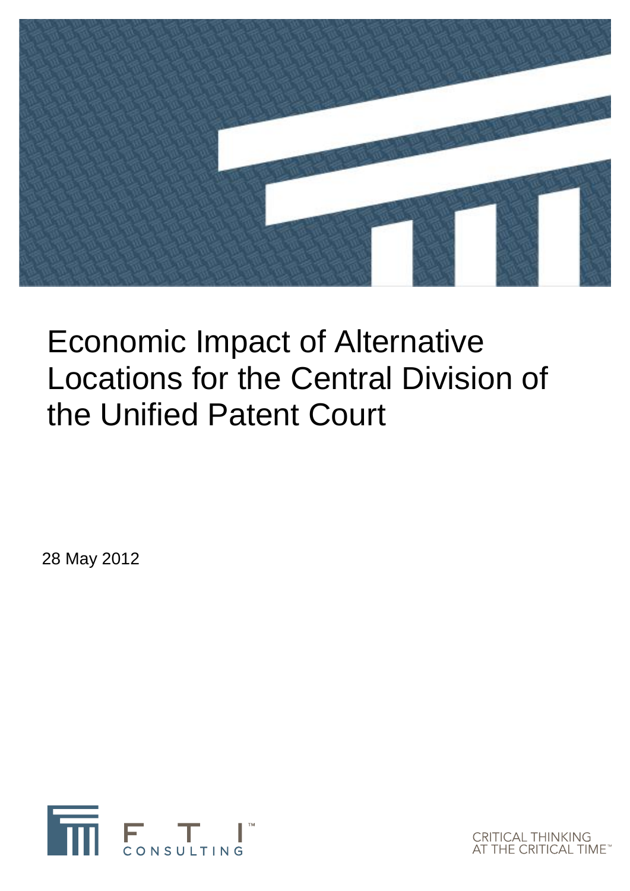# Economic Impact of Alternative Locations for the Central Division of the Unified Patent Court

28 May 2012

FTI CONSULTING

CRITICAL THINKING AT THE CRITICAL TIME™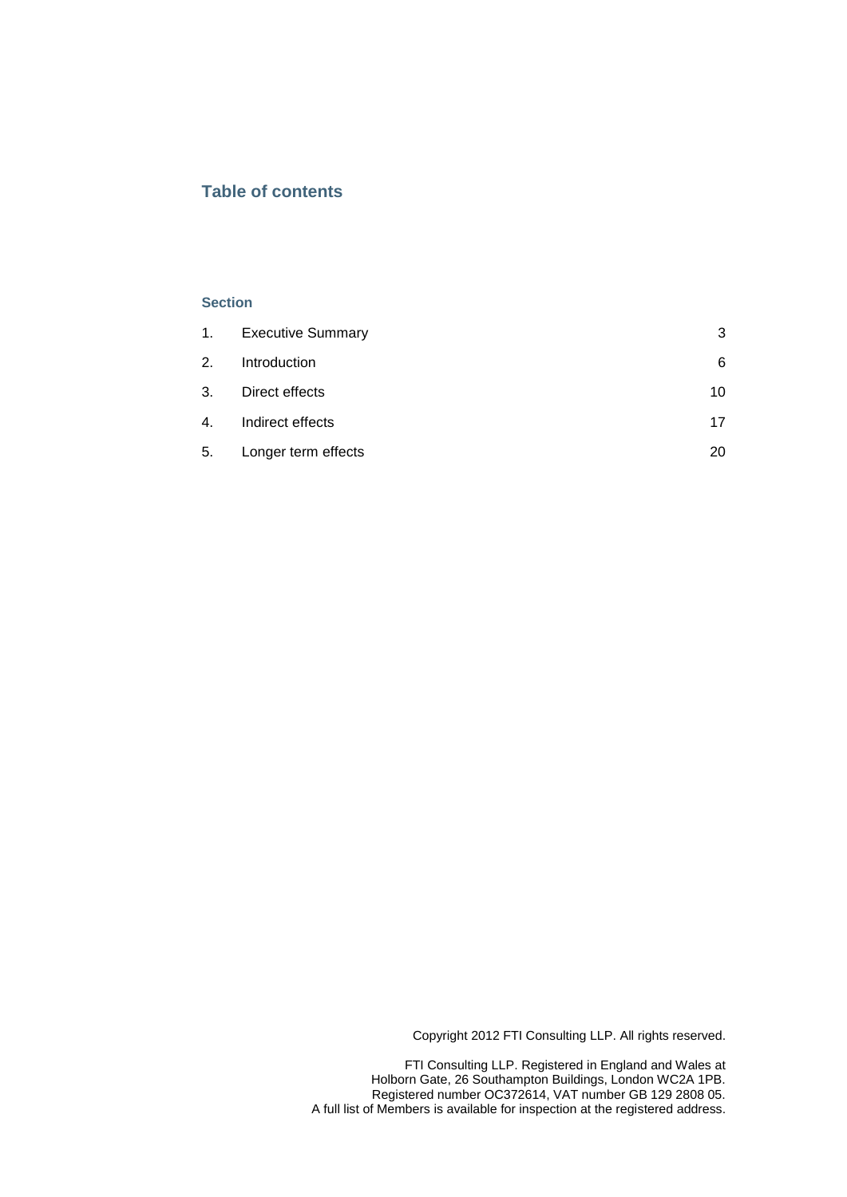## Table of contents

**Section**

| | | |
|---|---|---|
| 1. | Executive Summary | 3 |
| 2. | Introduction | 6 |
| 3. | Direct effects | 10 |
| 4. | Indirect effects | 17 |
| 5. | Longer term effects | 20 |

Copyright 2012 FTI Consulting LLP. All rights reserved.

FTI Consulting LLP. Registered in England and Wales at
Holborn Gate, 26 Southampton Buildings, London WC2A 1PB.
Registered number OC372614, VAT number GB 129 2808 05.
A full list of Members is available for inspection at the registered address.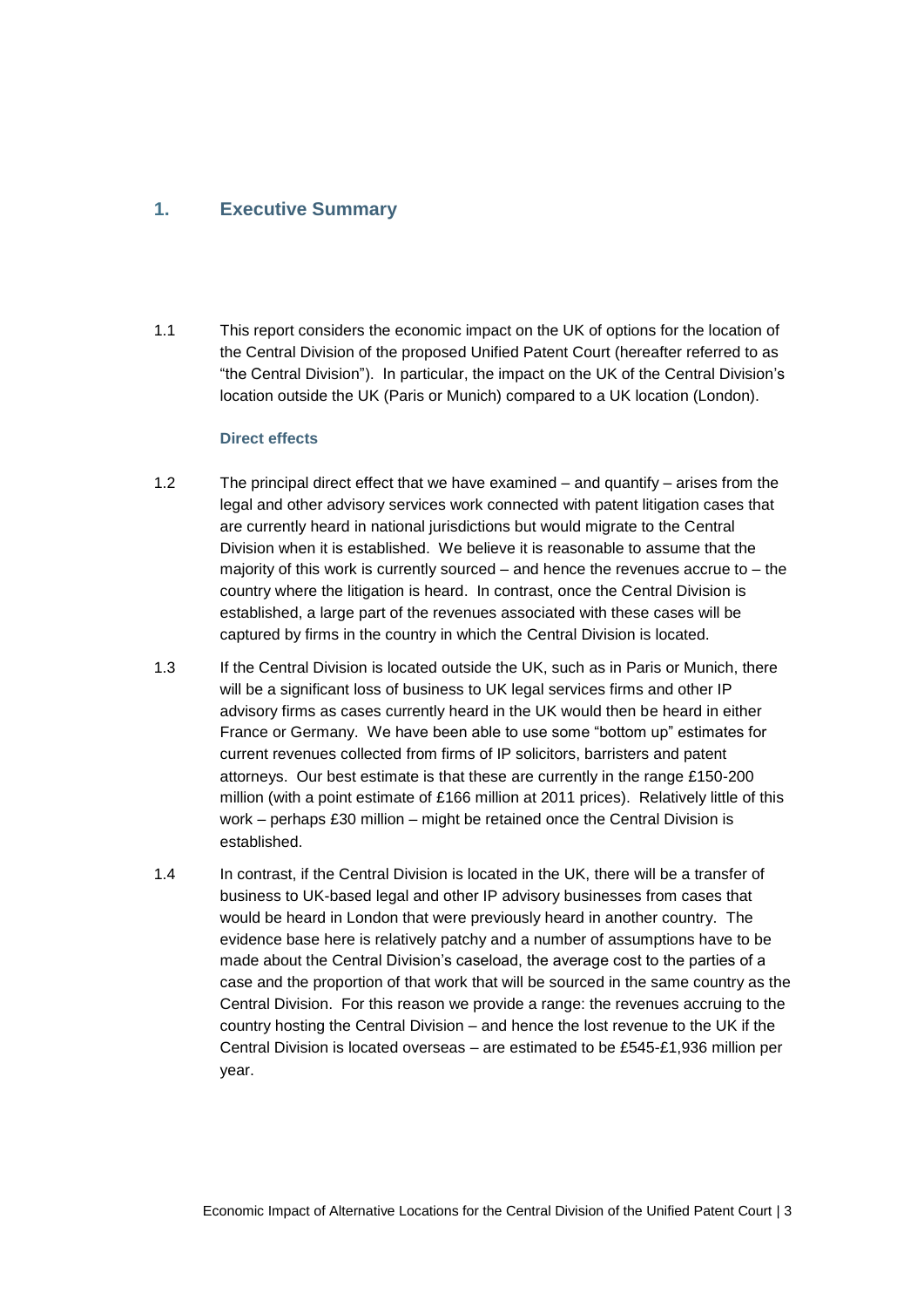## 1. Executive Summary

1.1 This report considers the economic impact on the UK of options for the location of the Central Division of the proposed Unified Patent Court (hereafter referred to as "the Central Division"). In particular, the impact on the UK of the Central Division's location outside the UK (Paris or Munich) compared to a UK location (London).

### Direct effects

1.2 The principal direct effect that we have examined – and quantify – arises from the legal and other advisory services work connected with patent litigation cases that are currently heard in national jurisdictions but would migrate to the Central Division when it is established. We believe it is reasonable to assume that the majority of this work is currently sourced – and hence the revenues accrue to – the country where the litigation is heard. In contrast, once the Central Division is established, a large part of the revenues associated with these cases will be captured by firms in the country in which the Central Division is located.

1.3 If the Central Division is located outside the UK, such as in Paris or Munich, there will be a significant loss of business to UK legal services firms and other IP advisory firms as cases currently heard in the UK would then be heard in either France or Germany. We have been able to use some "bottom up" estimates for current revenues collected from firms of IP solicitors, barristers and patent attorneys. Our best estimate is that these are currently in the range £150-200 million (with a point estimate of £166 million at 2011 prices). Relatively little of this work – perhaps £30 million – might be retained once the Central Division is established.

1.4 In contrast, if the Central Division is located in the UK, there will be a transfer of business to UK-based legal and other IP advisory businesses from cases that would be heard in London that were previously heard in another country. The evidence base here is relatively patchy and a number of assumptions have to be made about the Central Division's caseload, the average cost to the parties of a case and the proportion of that work that will be sourced in the same country as the Central Division. For this reason we provide a range: the revenues accruing to the country hosting the Central Division – and hence the lost revenue to the UK if the Central Division is located overseas – are estimated to be £545-£1,936 million per year.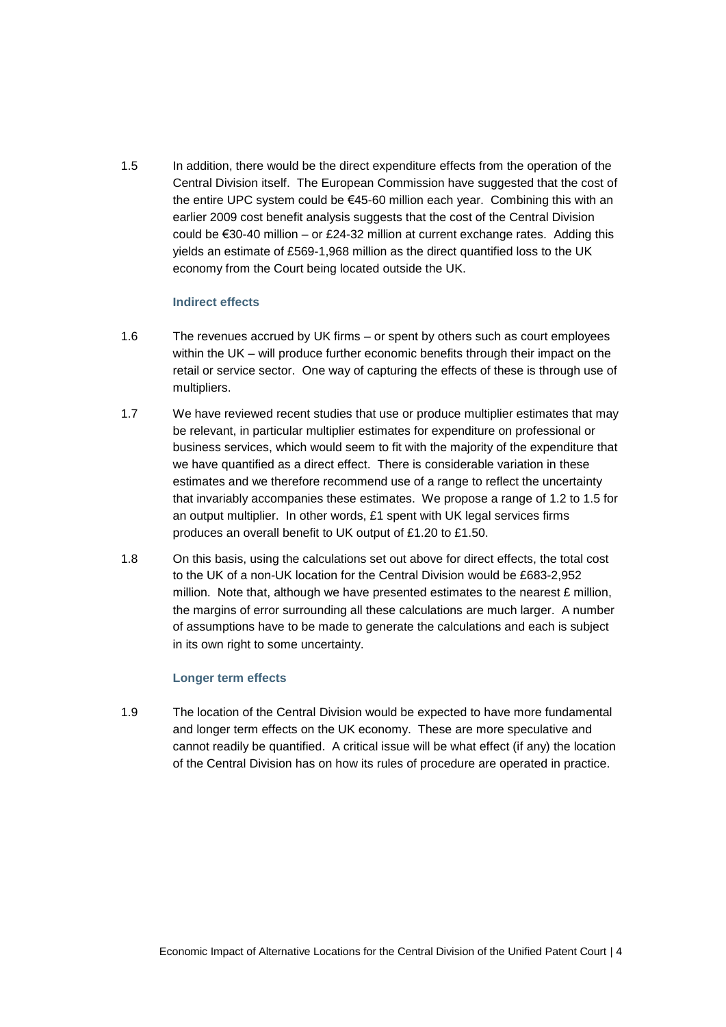1.5 In addition, there would be the direct expenditure effects from the operation of the Central Division itself. The European Commission have suggested that the cost of the entire UPC system could be €45-60 million each year. Combining this with an earlier 2009 cost benefit analysis suggests that the cost of the Central Division could be €30-40 million – or £24-32 million at current exchange rates. Adding this yields an estimate of £569-1,968 million as the direct quantified loss to the UK economy from the Court being located outside the UK.

### Indirect effects

1.6 The revenues accrued by UK firms – or spent by others such as court employees within the UK – will produce further economic benefits through their impact on the retail or service sector. One way of capturing the effects of these is through use of multipliers.

1.7 We have reviewed recent studies that use or produce multiplier estimates that may be relevant, in particular multiplier estimates for expenditure on professional or business services, which would seem to fit with the majority of the expenditure that we have quantified as a direct effect. There is considerable variation in these estimates and we therefore recommend use of a range to reflect the uncertainty that invariably accompanies these estimates. We propose a range of 1.2 to 1.5 for an output multiplier. In other words, £1 spent with UK legal services firms produces an overall benefit to UK output of £1.20 to £1.50.

1.8 On this basis, using the calculations set out above for direct effects, the total cost to the UK of a non-UK location for the Central Division would be £683-2,952 million. Note that, although we have presented estimates to the nearest £ million, the margins of error surrounding all these calculations are much larger. A number of assumptions have to be made to generate the calculations and each is subject in its own right to some uncertainty.

### Longer term effects

1.9 The location of the Central Division would be expected to have more fundamental and longer term effects on the UK economy. These are more speculative and cannot readily be quantified. A critical issue will be what effect (if any) the location of the Central Division has on how its rules of procedure are operated in practice.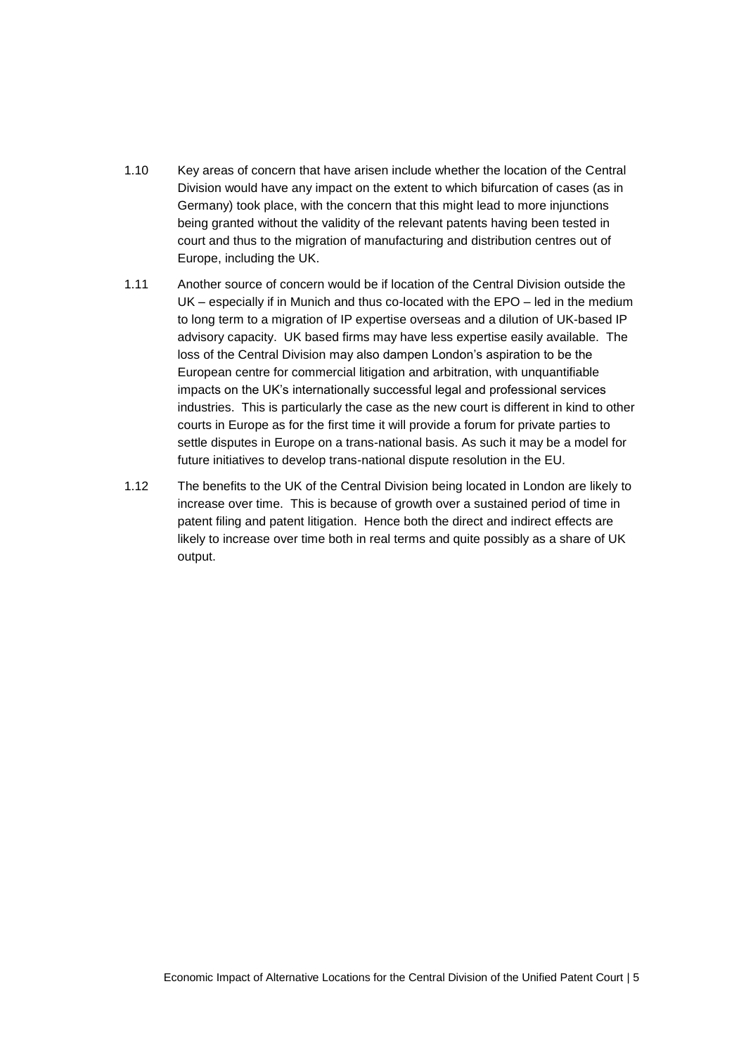1.10 Key areas of concern that have arisen include whether the location of the Central Division would have any impact on the extent to which bifurcation of cases (as in Germany) took place, with the concern that this might lead to more injunctions being granted without the validity of the relevant patents having been tested in court and thus to the migration of manufacturing and distribution centres out of Europe, including the UK.

1.11 Another source of concern would be if location of the Central Division outside the UK – especially if in Munich and thus co-located with the EPO – led in the medium to long term to a migration of IP expertise overseas and a dilution of UK-based IP advisory capacity. UK based firms may have less expertise easily available. The loss of the Central Division may also dampen London's aspiration to be the European centre for commercial litigation and arbitration, with unquantifiable impacts on the UK's internationally successful legal and professional services industries. This is particularly the case as the new court is different in kind to other courts in Europe as for the first time it will provide a forum for private parties to settle disputes in Europe on a trans-national basis. As such it may be a model for future initiatives to develop trans-national dispute resolution in the EU.

1.12 The benefits to the UK of the Central Division being located in London are likely to increase over time. This is because of growth over a sustained period of time in patent filing and patent litigation. Hence both the direct and indirect effects are likely to increase over time both in real terms and quite possibly as a share of UK output.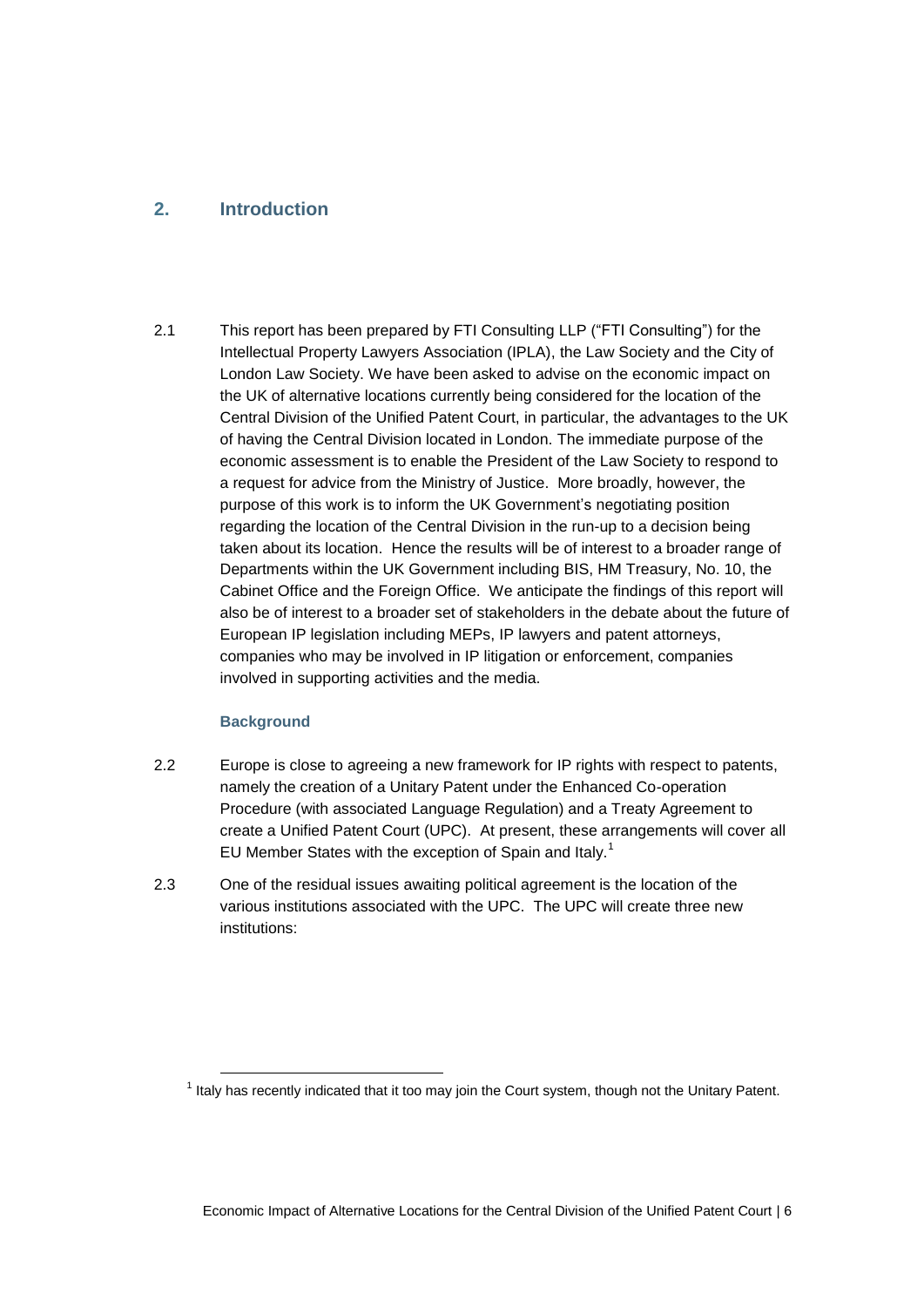## 2. Introduction

2.1 This report has been prepared by FTI Consulting LLP ("FTI Consulting") for the Intellectual Property Lawyers Association (IPLA), the Law Society and the City of London Law Society. We have been asked to advise on the economic impact on the UK of alternative locations currently being considered for the location of the Central Division of the Unified Patent Court, in particular, the advantages to the UK of having the Central Division located in London. The immediate purpose of the economic assessment is to enable the President of the Law Society to respond to a request for advice from the Ministry of Justice. More broadly, however, the purpose of this work is to inform the UK Government's negotiating position regarding the location of the Central Division in the run-up to a decision being taken about its location. Hence the results will be of interest to a broader range of Departments within the UK Government including BIS, HM Treasury, No. 10, the Cabinet Office and the Foreign Office. We anticipate the findings of this report will also be of interest to a broader set of stakeholders in the debate about the future of European IP legislation including MEPs, IP lawyers and patent attorneys, companies who may be involved in IP litigation or enforcement, companies involved in supporting activities and the media.

### Background

2.2 Europe is close to agreeing a new framework for IP rights with respect to patents, namely the creation of a Unitary Patent under the Enhanced Co-operation Procedure (with associated Language Regulation) and a Treaty Agreement to create a Unified Patent Court (UPC). At present, these arrangements will cover all EU Member States with the exception of Spain and Italy.[1]

2.3 One of the residual issues awaiting political agreement is the location of the various institutions associated with the UPC. The UPC will create three new institutions:

[1] Italy has recently indicated that it too may join the Court system, though not the Unitary Patent.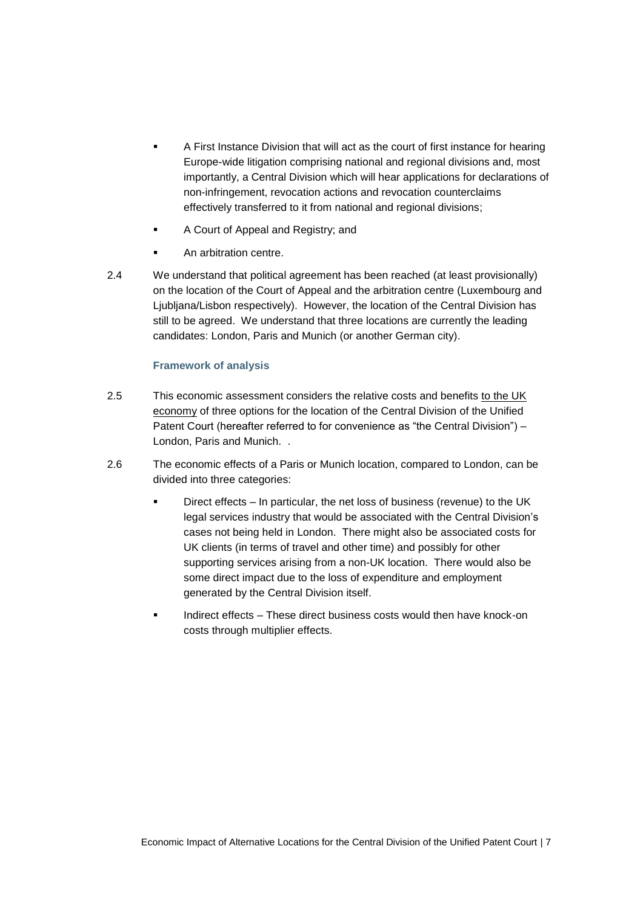- A First Instance Division that will act as the court of first instance for hearing Europe-wide litigation comprising national and regional divisions and, most importantly, a Central Division which will hear applications for declarations of non-infringement, revocation actions and revocation counterclaims effectively transferred to it from national and regional divisions;
- A Court of Appeal and Registry; and
- An arbitration centre.

2.4 We understand that political agreement has been reached (at least provisionally) on the location of the Court of Appeal and the arbitration centre (Luxembourg and Ljubljana/Lisbon respectively). However, the location of the Central Division has still to be agreed. We understand that three locations are currently the leading candidates: London, Paris and Munich (or another German city).

### Framework of analysis

2.5 This economic assessment considers the relative costs and benefits to the UK economy of three options for the location of the Central Division of the Unified Patent Court (hereafter referred to for convenience as "the Central Division") – London, Paris and Munich. .

2.6 The economic effects of a Paris or Munich location, compared to London, can be divided into three categories:

- Direct effects – In particular, the net loss of business (revenue) to the UK legal services industry that would be associated with the Central Division's cases not being held in London. There might also be associated costs for UK clients (in terms of travel and other time) and possibly for other supporting services arising from a non-UK location. There would also be some direct impact due to the loss of expenditure and employment generated by the Central Division itself.
- Indirect effects – These direct business costs would then have knock-on costs through multiplier effects.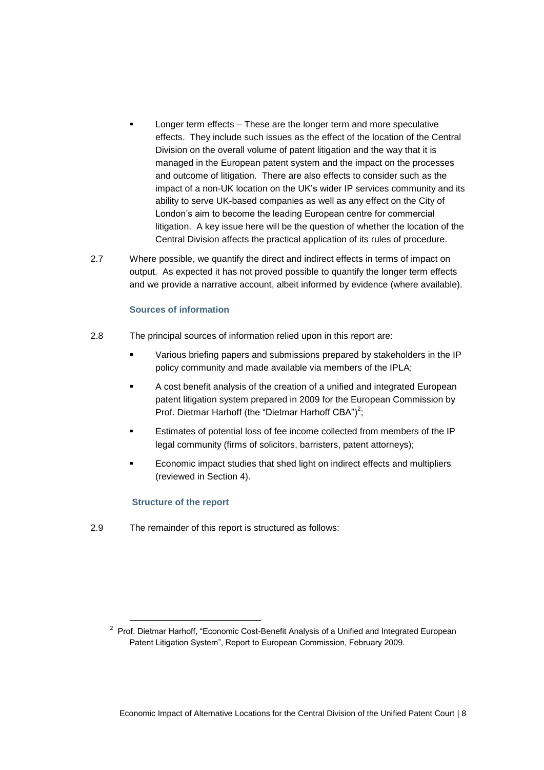- Longer term effects – These are the longer term and more speculative effects. They include such issues as the effect of the location of the Central Division on the overall volume of patent litigation and the way that it is managed in the European patent system and the impact on the processes and outcome of litigation. There are also effects to consider such as the impact of a non-UK location on the UK's wider IP services community and its ability to serve UK-based companies as well as any effect on the City of London's aim to become the leading European centre for commercial litigation. A key issue here will be the question of whether the location of the Central Division affects the practical application of its rules of procedure.

2.7 Where possible, we quantify the direct and indirect effects in terms of impact on output. As expected it has not proved possible to quantify the longer term effects and we provide a narrative account, albeit informed by evidence (where available).

### Sources of information

2.8 The principal sources of information relied upon in this report are:

- Various briefing papers and submissions prepared by stakeholders in the IP policy community and made available via members of the IPLA;
- A cost benefit analysis of the creation of a unified and integrated European patent litigation system prepared in 2009 for the European Commission by Prof. Dietmar Harhoff (the "Dietmar Harhoff CBA")[2];
- Estimates of potential loss of fee income collected from members of the IP legal community (firms of solicitors, barristers, patent attorneys);
- Economic impact studies that shed light on indirect effects and multipliers (reviewed in Section 4).

### Structure of the report

2.9 The remainder of this report is structured as follows:

[2] Prof. Dietmar Harhoff, "Economic Cost-Benefit Analysis of a Unified and Integrated European Patent Litigation System", Report to European Commission, February 2009.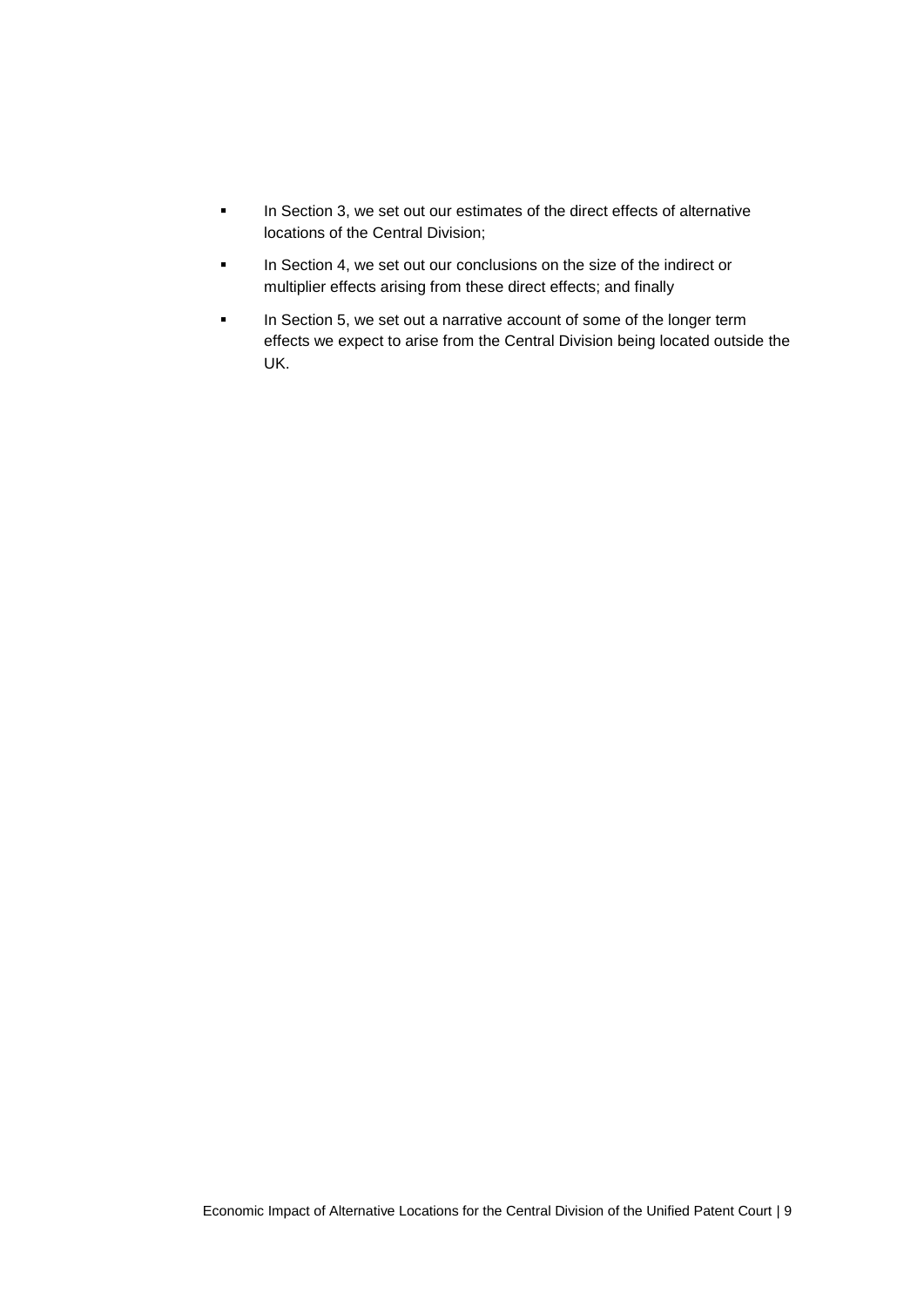- In Section 3, we set out our estimates of the direct effects of alternative locations of the Central Division;
- In Section 4, we set out our conclusions on the size of the indirect or multiplier effects arising from these direct effects; and finally
- In Section 5, we set out a narrative account of some of the longer term effects we expect to arise from the Central Division being located outside the UK.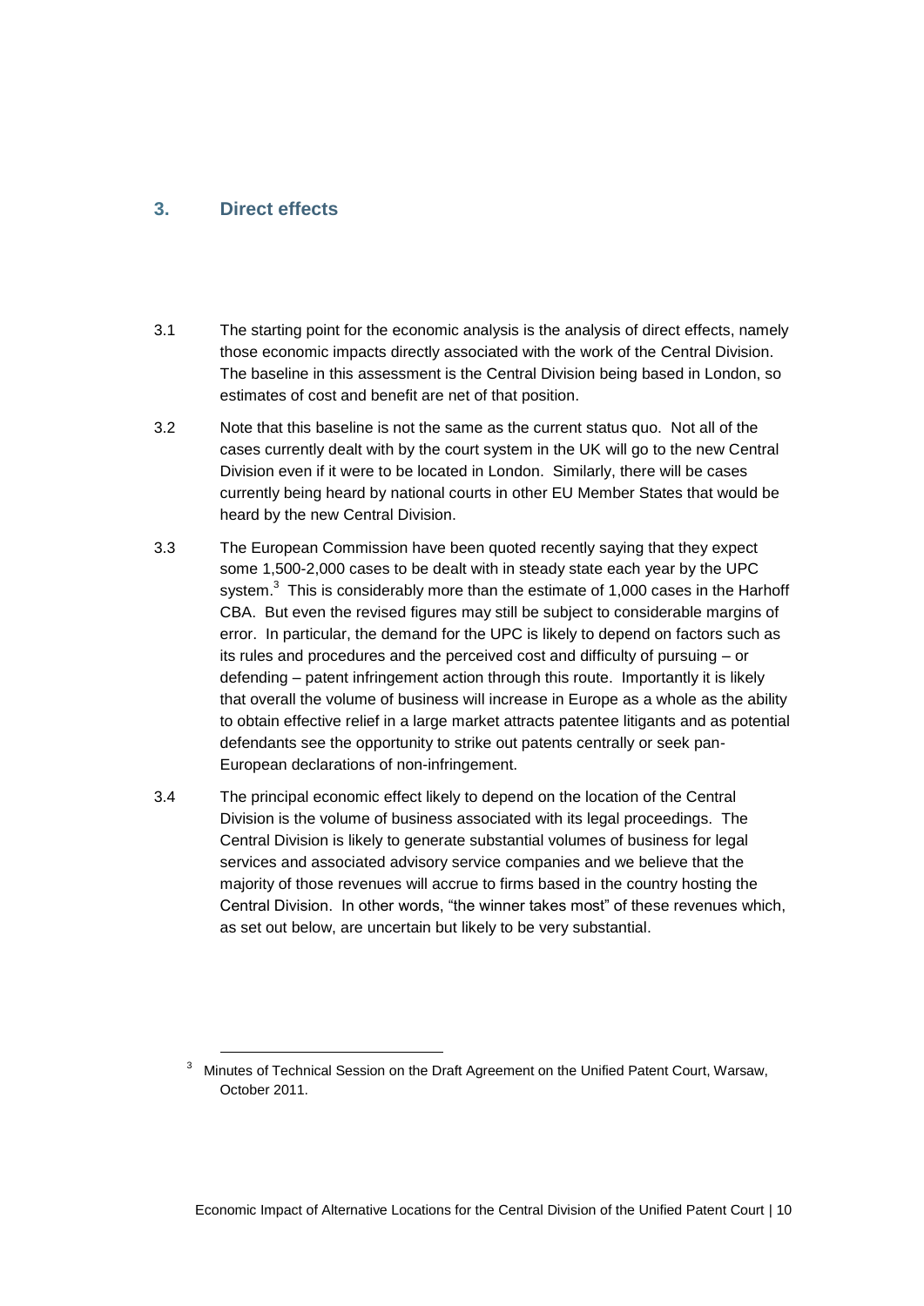## 3. Direct effects

3.1 The starting point for the economic analysis is the analysis of direct effects, namely those economic impacts directly associated with the work of the Central Division. The baseline in this assessment is the Central Division being based in London, so estimates of cost and benefit are net of that position.

3.2 Note that this baseline is not the same as the current status quo. Not all of the cases currently dealt with by the court system in the UK will go to the new Central Division even if it were to be located in London. Similarly, there will be cases currently being heard by national courts in other EU Member States that would be heard by the new Central Division.

3.3 The European Commission have been quoted recently saying that they expect some 1,500-2,000 cases to be dealt with in steady state each year by the UPC system.[3] This is considerably more than the estimate of 1,000 cases in the Harhoff CBA. But even the revised figures may still be subject to considerable margins of error. In particular, the demand for the UPC is likely to depend on factors such as its rules and procedures and the perceived cost and difficulty of pursuing – or defending – patent infringement action through this route. Importantly it is likely that overall the volume of business will increase in Europe as a whole as the ability to obtain effective relief in a large market attracts patentee litigants and as potential defendants see the opportunity to strike out patents centrally or seek pan-European declarations of non-infringement.

3.4 The principal economic effect likely to depend on the location of the Central Division is the volume of business associated with its legal proceedings. The Central Division is likely to generate substantial volumes of business for legal services and associated advisory service companies and we believe that the majority of those revenues will accrue to firms based in the country hosting the Central Division. In other words, "the winner takes most" of these revenues which, as set out below, are uncertain but likely to be very substantial.

[3] Minutes of Technical Session on the Draft Agreement on the Unified Patent Court, Warsaw, October 2011.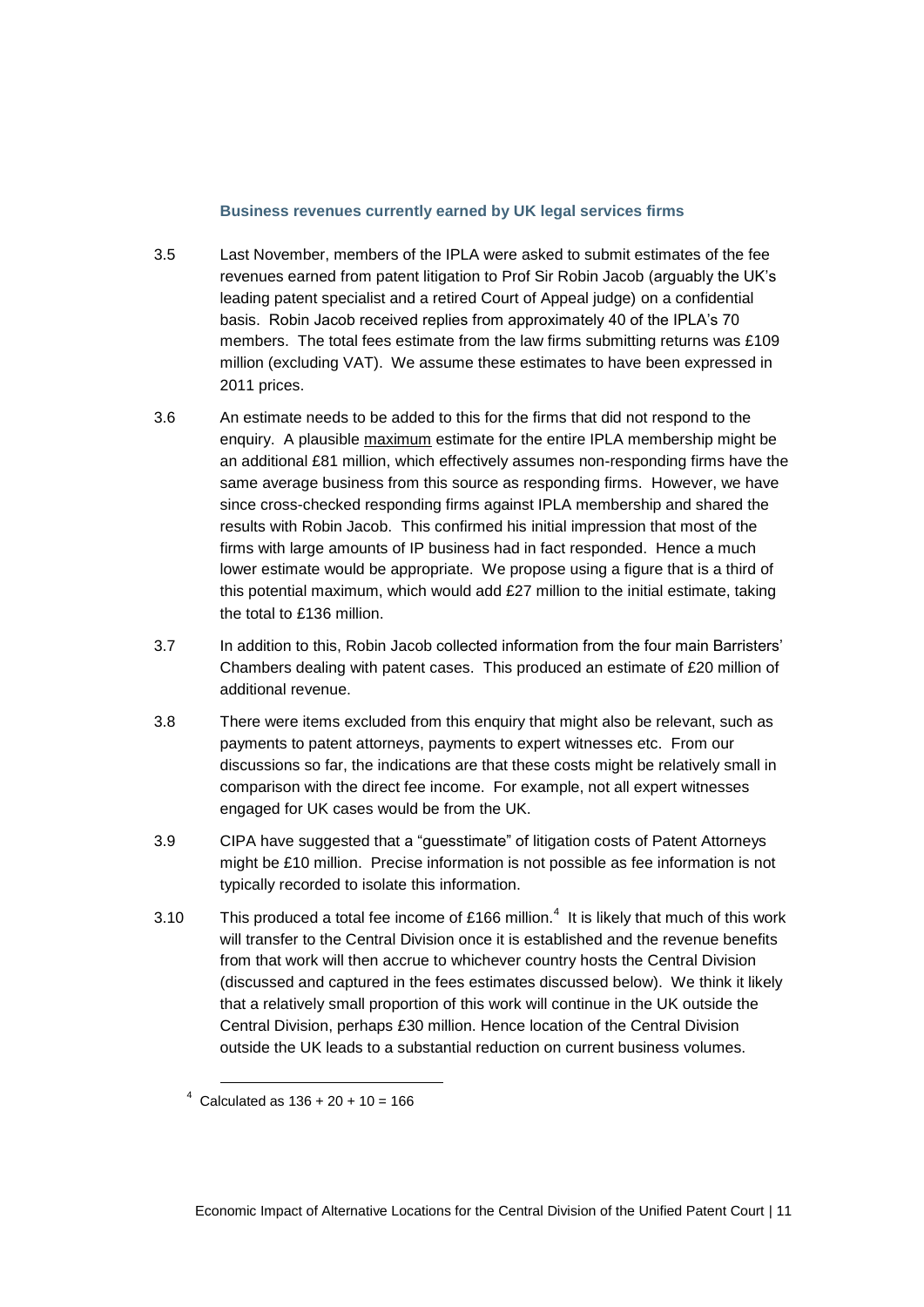### Business revenues currently earned by UK legal services firms

3.5 Last November, members of the IPLA were asked to submit estimates of the fee revenues earned from patent litigation to Prof Sir Robin Jacob (arguably the UK's leading patent specialist and a retired Court of Appeal judge) on a confidential basis. Robin Jacob received replies from approximately 40 of the IPLA's 70 members. The total fees estimate from the law firms submitting returns was £109 million (excluding VAT). We assume these estimates to have been expressed in 2011 prices.

3.6 An estimate needs to be added to this for the firms that did not respond to the enquiry. A plausible maximum estimate for the entire IPLA membership might be an additional £81 million, which effectively assumes non-responding firms have the same average business from this source as responding firms. However, we have since cross-checked responding firms against IPLA membership and shared the results with Robin Jacob. This confirmed his initial impression that most of the firms with large amounts of IP business had in fact responded. Hence a much lower estimate would be appropriate. We propose using a figure that is a third of this potential maximum, which would add £27 million to the initial estimate, taking the total to £136 million.

3.7 In addition to this, Robin Jacob collected information from the four main Barristers' Chambers dealing with patent cases. This produced an estimate of £20 million of additional revenue.

3.8 There were items excluded from this enquiry that might also be relevant, such as payments to patent attorneys, payments to expert witnesses etc. From our discussions so far, the indications are that these costs might be relatively small in comparison with the direct fee income. For example, not all expert witnesses engaged for UK cases would be from the UK.

3.9 CIPA have suggested that a "guesstimate" of litigation costs of Patent Attorneys might be £10 million. Precise information is not possible as fee information is not typically recorded to isolate this information.

3.10 This produced a total fee income of £166 million.[4] It is likely that much of this work will transfer to the Central Division once it is established and the revenue benefits from that work will then accrue to whichever country hosts the Central Division (discussed and captured in the fees estimates discussed below). We think it likely that a relatively small proportion of this work will continue in the UK outside the Central Division, perhaps £30 million. Hence location of the Central Division outside the UK leads to a substantial reduction on current business volumes.

[4] Calculated as 136 + 20 + 10 = 166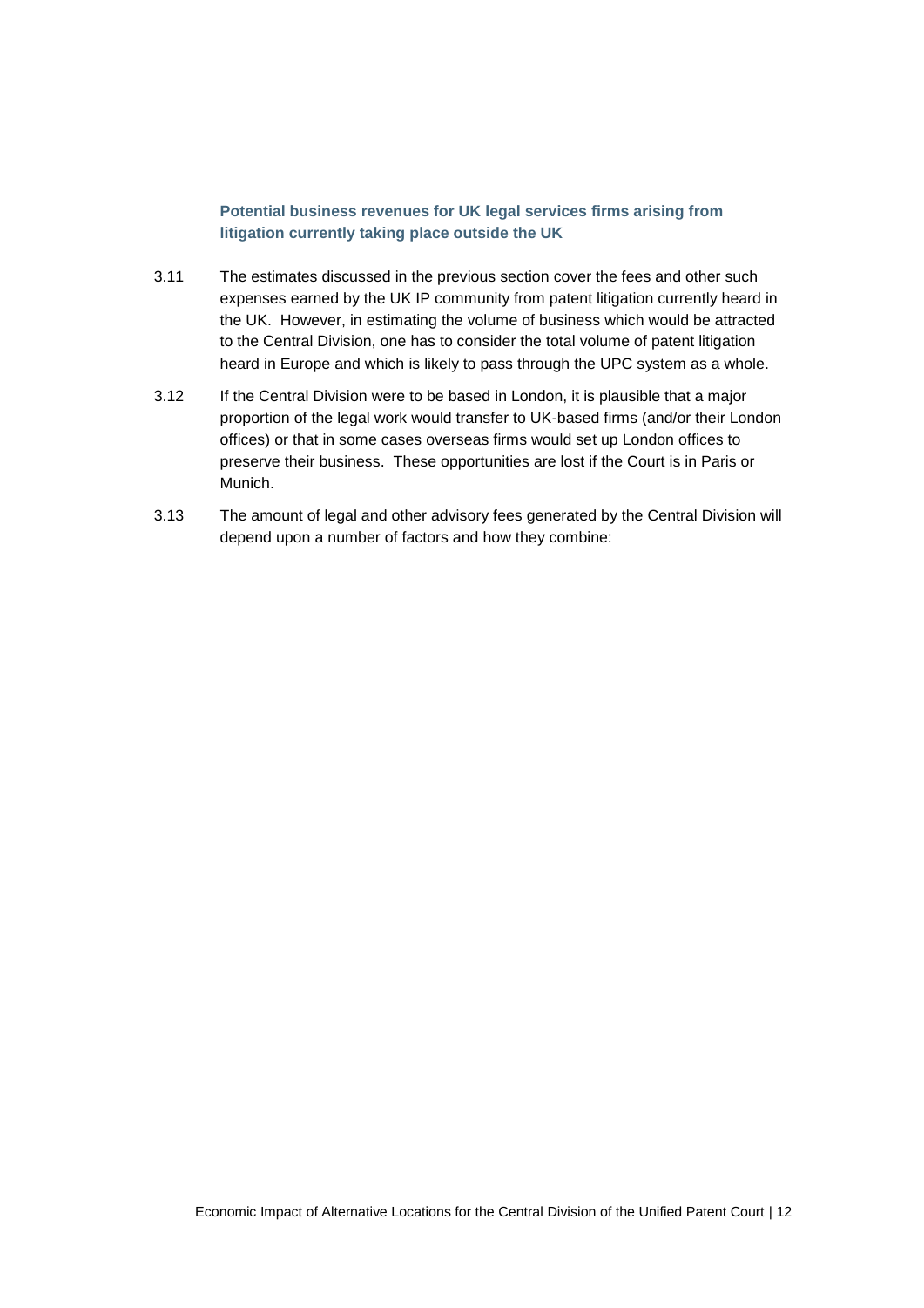### Potential business revenues for UK legal services firms arising from litigation currently taking place outside the UK

3.11 The estimates discussed in the previous section cover the fees and other such expenses earned by the UK IP community from patent litigation currently heard in the UK. However, in estimating the volume of business which would be attracted to the Central Division, one has to consider the total volume of patent litigation heard in Europe and which is likely to pass through the UPC system as a whole.

3.12 If the Central Division were to be based in London, it is plausible that a major proportion of the legal work would transfer to UK-based firms (and/or their London offices) or that in some cases overseas firms would set up London offices to preserve their business. These opportunities are lost if the Court is in Paris or Munich.

3.13 The amount of legal and other advisory fees generated by the Central Division will depend upon a number of factors and how they combine: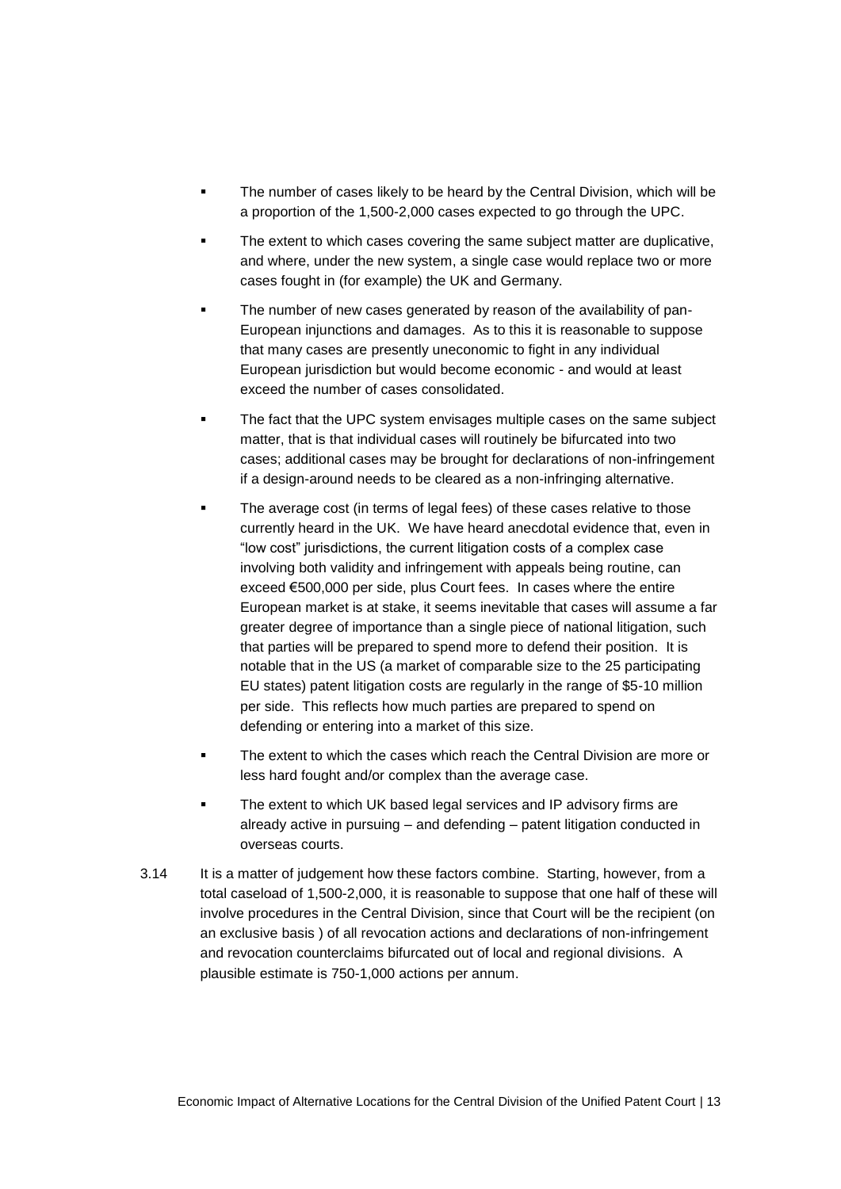- The number of cases likely to be heard by the Central Division, which will be a proportion of the 1,500-2,000 cases expected to go through the UPC.
- The extent to which cases covering the same subject matter are duplicative, and where, under the new system, a single case would replace two or more cases fought in (for example) the UK and Germany.
- The number of new cases generated by reason of the availability of pan-European injunctions and damages. As to this it is reasonable to suppose that many cases are presently uneconomic to fight in any individual European jurisdiction but would become economic - and would at least exceed the number of cases consolidated.
- The fact that the UPC system envisages multiple cases on the same subject matter, that is that individual cases will routinely be bifurcated into two cases; additional cases may be brought for declarations of non-infringement if a design-around needs to be cleared as a non-infringing alternative.
- The average cost (in terms of legal fees) of these cases relative to those currently heard in the UK. We have heard anecdotal evidence that, even in "low cost" jurisdictions, the current litigation costs of a complex case involving both validity and infringement with appeals being routine, can exceed €500,000 per side, plus Court fees. In cases where the entire European market is at stake, it seems inevitable that cases will assume a far greater degree of importance than a single piece of national litigation, such that parties will be prepared to spend more to defend their position. It is notable that in the US (a market of comparable size to the 25 participating EU states) patent litigation costs are regularly in the range of $5-10 million per side. This reflects how much parties are prepared to spend on defending or entering into a market of this size.
- The extent to which the cases which reach the Central Division are more or less hard fought and/or complex than the average case.
- The extent to which UK based legal services and IP advisory firms are already active in pursuing – and defending – patent litigation conducted in overseas courts.

3.14 It is a matter of judgement how these factors combine. Starting, however, from a total caseload of 1,500-2,000, it is reasonable to suppose that one half of these will involve procedures in the Central Division, since that Court will be the recipient (on an exclusive basis ) of all revocation actions and declarations of non-infringement and revocation counterclaims bifurcated out of local and regional divisions. A plausible estimate is 750-1,000 actions per annum.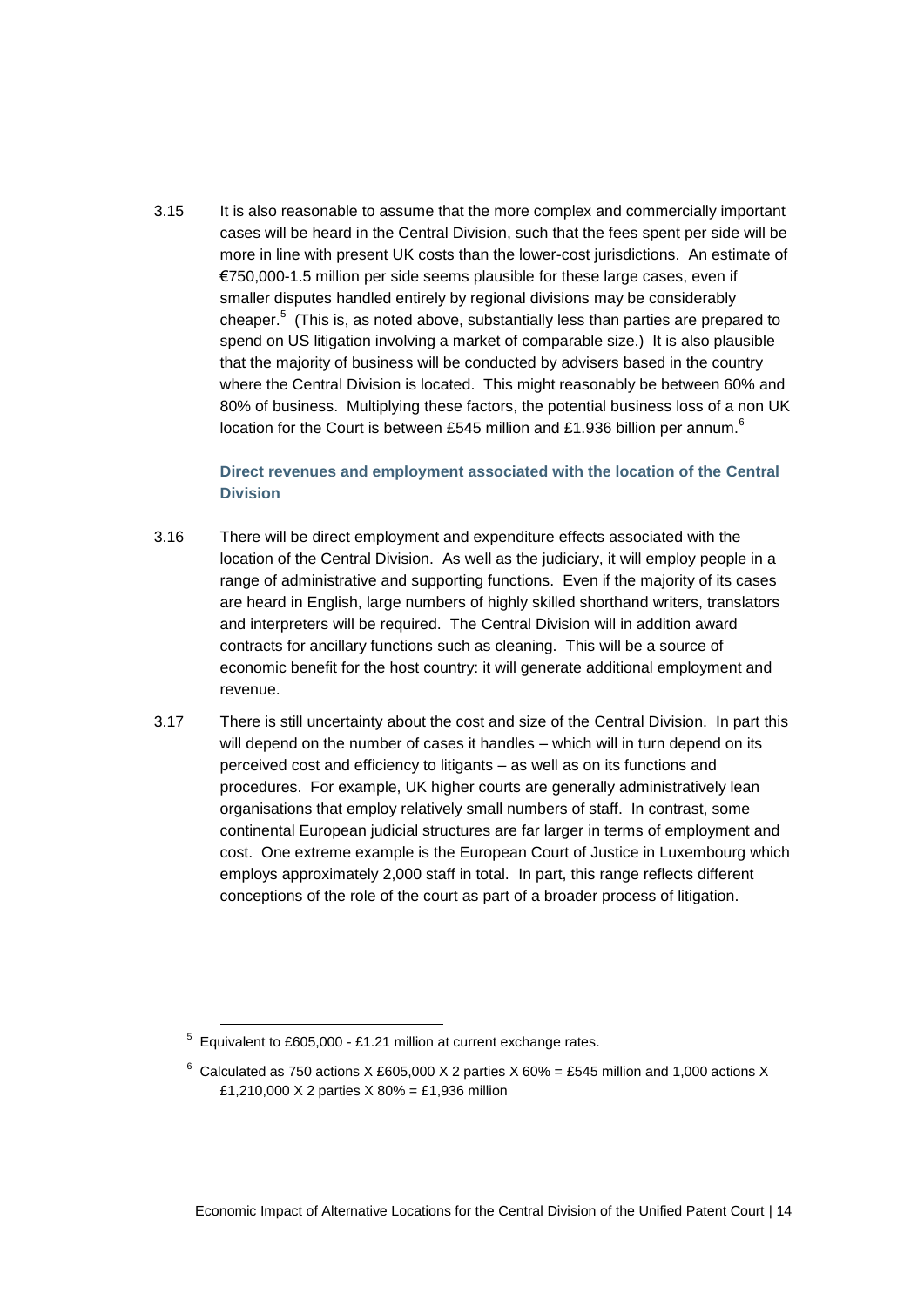3.15 It is also reasonable to assume that the more complex and commercially important cases will be heard in the Central Division, such that the fees spent per side will be more in line with present UK costs than the lower-cost jurisdictions. An estimate of €750,000-1.5 million per side seems plausible for these large cases, even if smaller disputes handled entirely by regional divisions may be considerably cheaper.[5] (This is, as noted above, substantially less than parties are prepared to spend on US litigation involving a market of comparable size.) It is also plausible that the majority of business will be conducted by advisers based in the country where the Central Division is located. This might reasonably be between 60% and 80% of business. Multiplying these factors, the potential business loss of a non UK location for the Court is between £545 million and £1.936 billion per annum.[6]

### Direct revenues and employment associated with the location of the Central Division

3.16 There will be direct employment and expenditure effects associated with the location of the Central Division. As well as the judiciary, it will employ people in a range of administrative and supporting functions. Even if the majority of its cases are heard in English, large numbers of highly skilled shorthand writers, translators and interpreters will be required. The Central Division will in addition award contracts for ancillary functions such as cleaning. This will be a source of economic benefit for the host country: it will generate additional employment and revenue.

3.17 There is still uncertainty about the cost and size of the Central Division. In part this will depend on the number of cases it handles – which will in turn depend on its perceived cost and efficiency to litigants – as well as on its functions and procedures. For example, UK higher courts are generally administratively lean organisations that employ relatively small numbers of staff. In contrast, some continental European judicial structures are far larger in terms of employment and cost. One extreme example is the European Court of Justice in Luxembourg which employs approximately 2,000 staff in total. In part, this range reflects different conceptions of the role of the court as part of a broader process of litigation.

---

[5] Equivalent to £605,000 - £1.21 million at current exchange rates.

[6] Calculated as 750 actions X £605,000 X 2 parties X 60% = £545 million and 1,000 actions X £1,210,000 X 2 parties X 80% = £1,936 million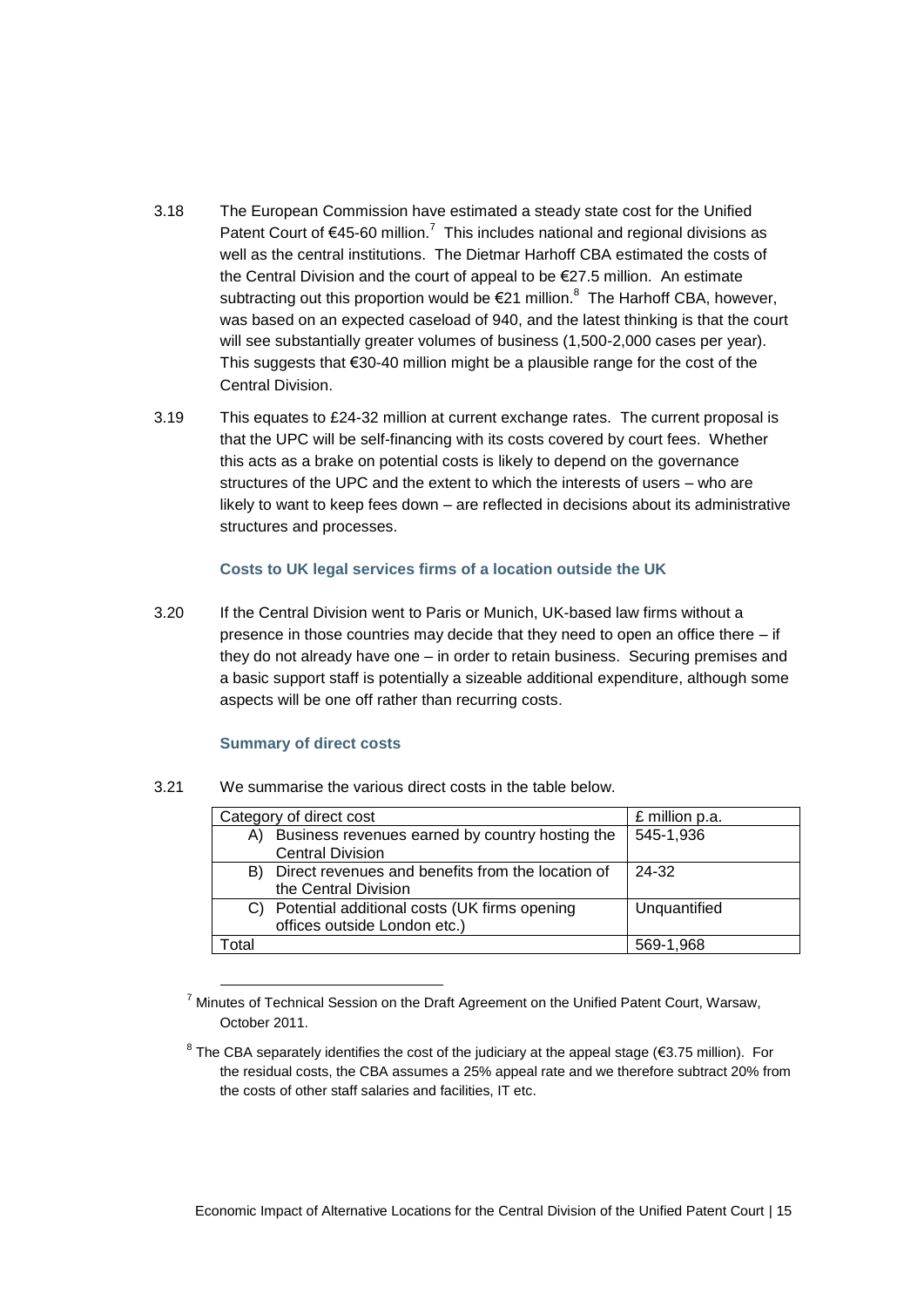3.18 The European Commission have estimated a steady state cost for the Unified Patent Court of €45-60 million.[7] This includes national and regional divisions as well as the central institutions. The Dietmar Harhoff CBA estimated the costs of the Central Division and the court of appeal to be €27.5 million. An estimate subtracting out this proportion would be €21 million.[8] The Harhoff CBA, however, was based on an expected caseload of 940, and the latest thinking is that the court will see substantially greater volumes of business (1,500-2,000 cases per year). This suggests that €30-40 million might be a plausible range for the cost of the Central Division.

3.19 This equates to £24-32 million at current exchange rates. The current proposal is that the UPC will be self-financing with its costs covered by court fees. Whether this acts as a brake on potential costs is likely to depend on the governance structures of the UPC and the extent to which the interests of users – who are likely to want to keep fees down – are reflected in decisions about its administrative structures and processes.

### Costs to UK legal services firms of a location outside the UK

3.20 If the Central Division went to Paris or Munich, UK-based law firms without a presence in those countries may decide that they need to open an office there – if they do not already have one – in order to retain business. Securing premises and a basic support staff is potentially a sizeable additional expenditure, although some aspects will be one off rather than recurring costs.

### Summary of direct costs

3.21 We summarise the various direct costs in the table below.

| Category of direct cost | £ million p.a. |
|---|---|
| A) Business revenues earned by country hosting the Central Division | 545-1,936 |
| B) Direct revenues and benefits from the location of the Central Division | 24-32 |
| C) Potential additional costs (UK firms opening offices outside London etc.) | Unquantified |
| Total | 569-1,968 |

[7] Minutes of Technical Session on the Draft Agreement on the Unified Patent Court, Warsaw, October 2011.

[8] The CBA separately identifies the cost of the judiciary at the appeal stage (€3.75 million). For the residual costs, the CBA assumes a 25% appeal rate and we therefore subtract 20% from the costs of other staff salaries and facilities, IT etc.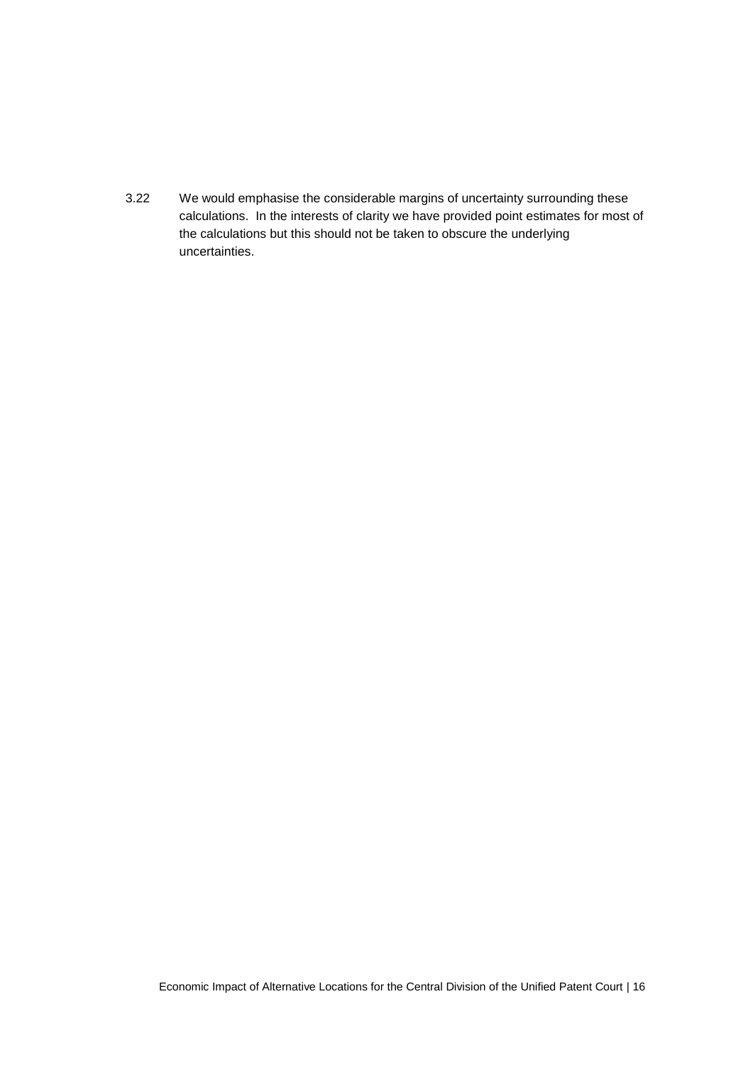3.22 We would emphasise the considerable margins of uncertainty surrounding these calculations. In the interests of clarity we have provided point estimates for most of the calculations but this should not be taken to obscure the underlying uncertainties.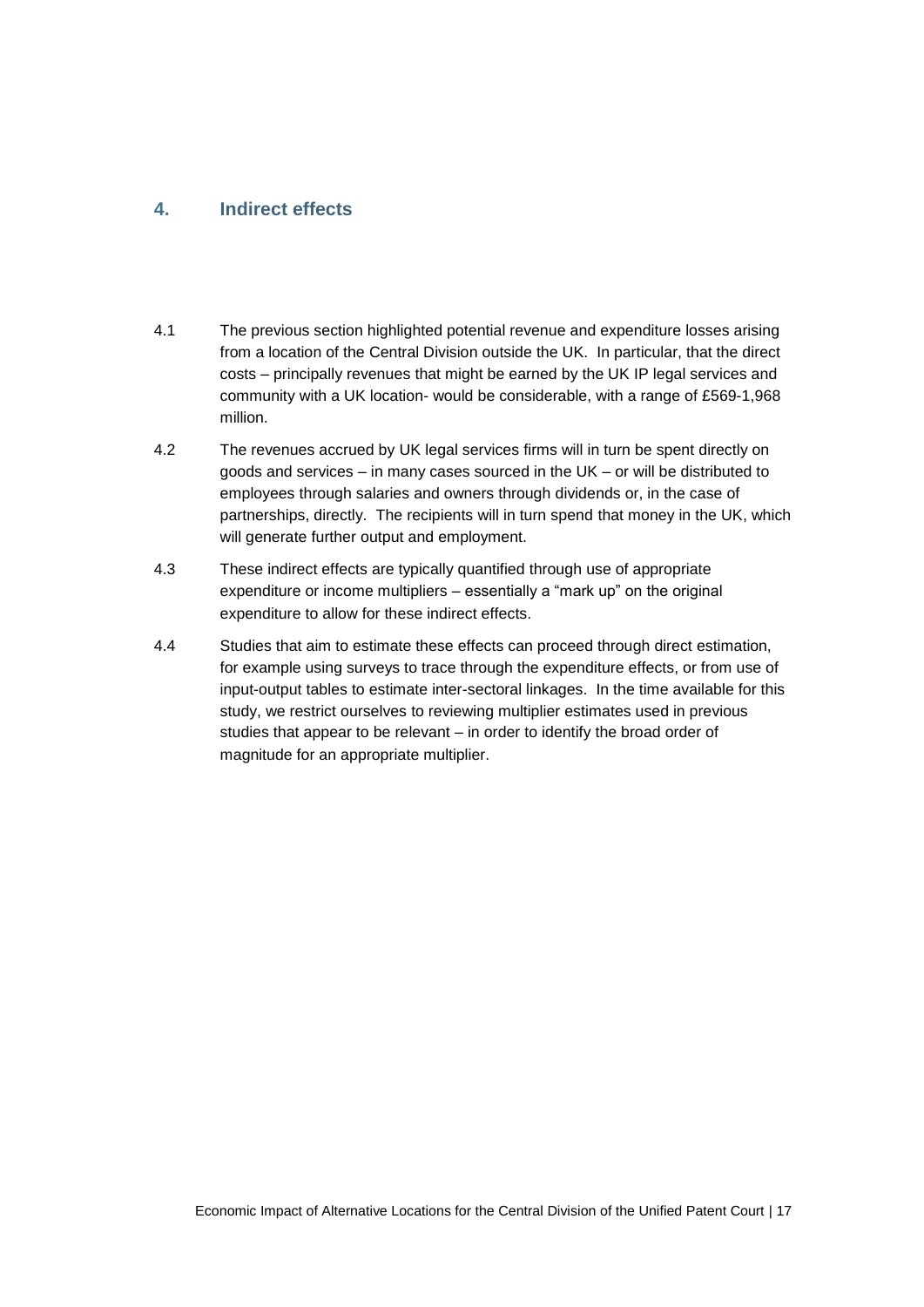## 4. Indirect effects

4.1 The previous section highlighted potential revenue and expenditure losses arising from a location of the Central Division outside the UK. In particular, that the direct costs – principally revenues that might be earned by the UK IP legal services and community with a UK location- would be considerable, with a range of £569-1,968 million.

4.2 The revenues accrued by UK legal services firms will in turn be spent directly on goods and services – in many cases sourced in the UK – or will be distributed to employees through salaries and owners through dividends or, in the case of partnerships, directly. The recipients will in turn spend that money in the UK, which will generate further output and employment.

4.3 These indirect effects are typically quantified through use of appropriate expenditure or income multipliers – essentially a "mark up" on the original expenditure to allow for these indirect effects.

4.4 Studies that aim to estimate these effects can proceed through direct estimation, for example using surveys to trace through the expenditure effects, or from use of input-output tables to estimate inter-sectoral linkages. In the time available for this study, we restrict ourselves to reviewing multiplier estimates used in previous studies that appear to be relevant – in order to identify the broad order of magnitude for an appropriate multiplier.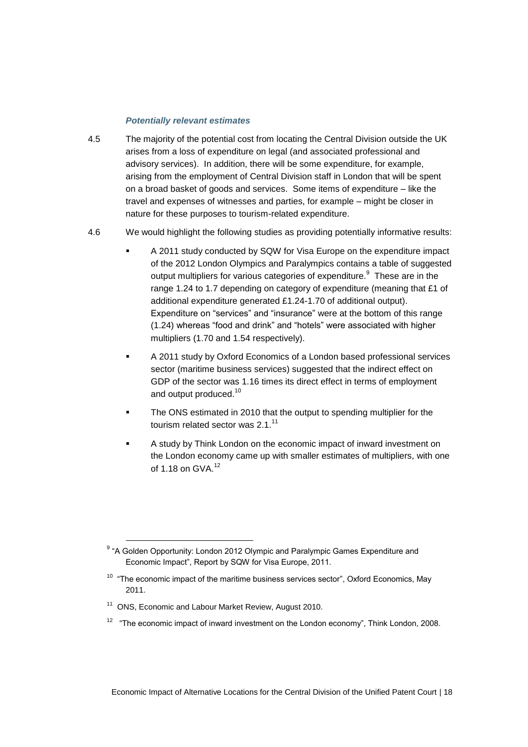*Potentially relevant estimates*

4.5 The majority of the potential cost from locating the Central Division outside the UK arises from a loss of expenditure on legal (and associated professional and advisory services). In addition, there will be some expenditure, for example, arising from the employment of Central Division staff in London that will be spent on a broad basket of goods and services. Some items of expenditure – like the travel and expenses of witnesses and parties, for example – might be closer in nature for these purposes to tourism-related expenditure.

4.6 We would highlight the following studies as providing potentially informative results:

- A 2011 study conducted by SQW for Visa Europe on the expenditure impact of the 2012 London Olympics and Paralympics contains a table of suggested output multipliers for various categories of expenditure.[9] These are in the range 1.24 to 1.7 depending on category of expenditure (meaning that £1 of additional expenditure generated £1.24-1.70 of additional output). Expenditure on "services" and "insurance" were at the bottom of this range (1.24) whereas "food and drink" and "hotels" were associated with higher multipliers (1.70 and 1.54 respectively).
- A 2011 study by Oxford Economics of a London based professional services sector (maritime business services) suggested that the indirect effect on GDP of the sector was 1.16 times its direct effect in terms of employment and output produced.[10]
- The ONS estimated in 2010 that the output to spending multiplier for the tourism related sector was 2.1.[11]
- A study by Think London on the economic impact of inward investment on the London economy came up with smaller estimates of multipliers, with one of 1.18 on GVA.[12]

---

[9] "A Golden Opportunity: London 2012 Olympic and Paralympic Games Expenditure and Economic Impact", Report by SQW for Visa Europe, 2011.

[10] "The economic impact of the maritime business services sector", Oxford Economics, May 2011.

[11] ONS, Economic and Labour Market Review, August 2010.

[12] "The economic impact of inward investment on the London economy", Think London, 2008.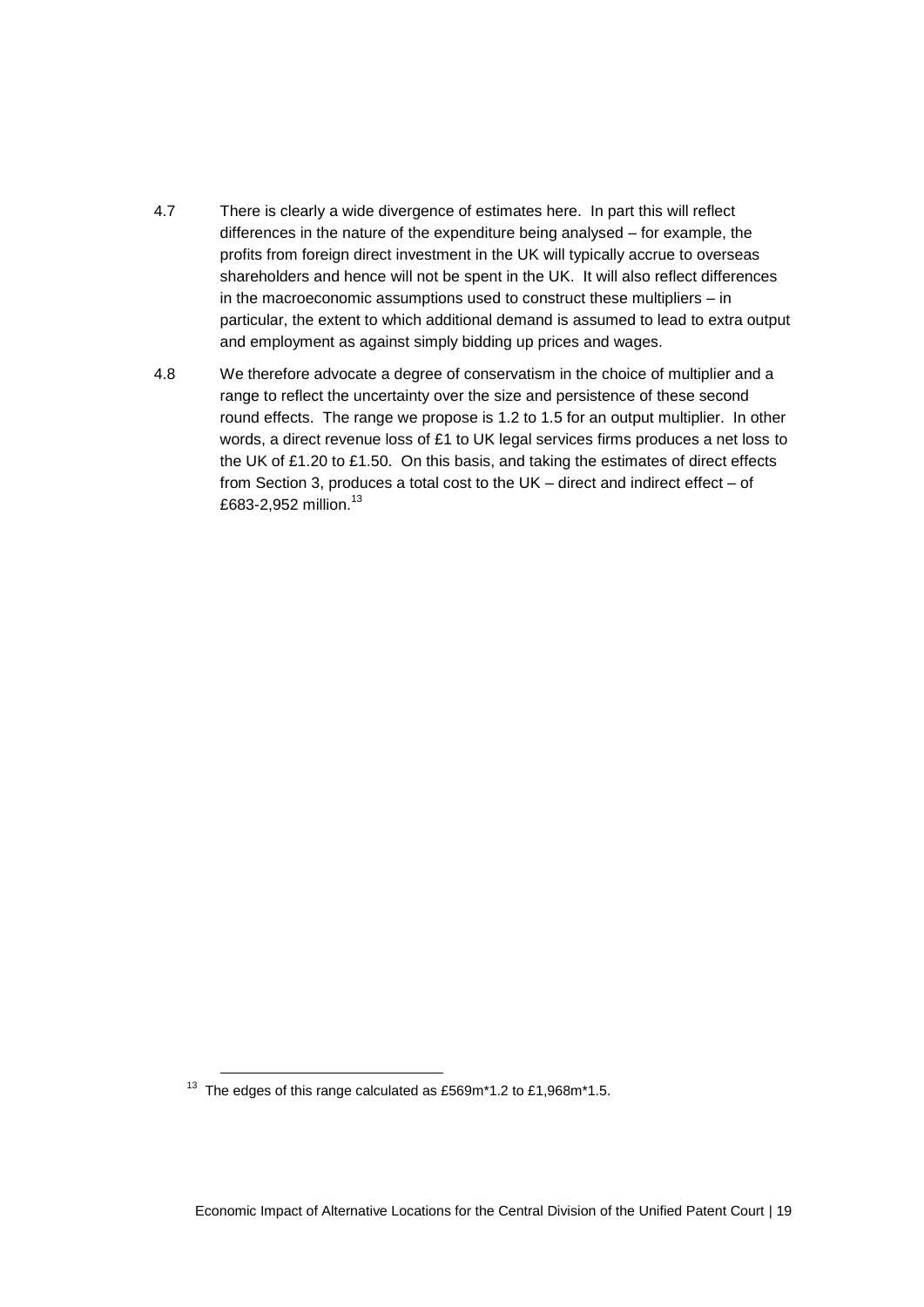4.7 There is clearly a wide divergence of estimates here. In part this will reflect differences in the nature of the expenditure being analysed – for example, the profits from foreign direct investment in the UK will typically accrue to overseas shareholders and hence will not be spent in the UK. It will also reflect differences in the macroeconomic assumptions used to construct these multipliers – in particular, the extent to which additional demand is assumed to lead to extra output and employment as against simply bidding up prices and wages.

4.8 We therefore advocate a degree of conservatism in the choice of multiplier and a range to reflect the uncertainty over the size and persistence of these second round effects. The range we propose is 1.2 to 1.5 for an output multiplier. In other words, a direct revenue loss of £1 to UK legal services firms produces a net loss to the UK of £1.20 to £1.50. On this basis, and taking the estimates of direct effects from Section 3, produces a total cost to the UK – direct and indirect effect – of £683-2,952 million.[13]

[13] The edges of this range calculated as £569m*1.2 to £1,968m*1.5.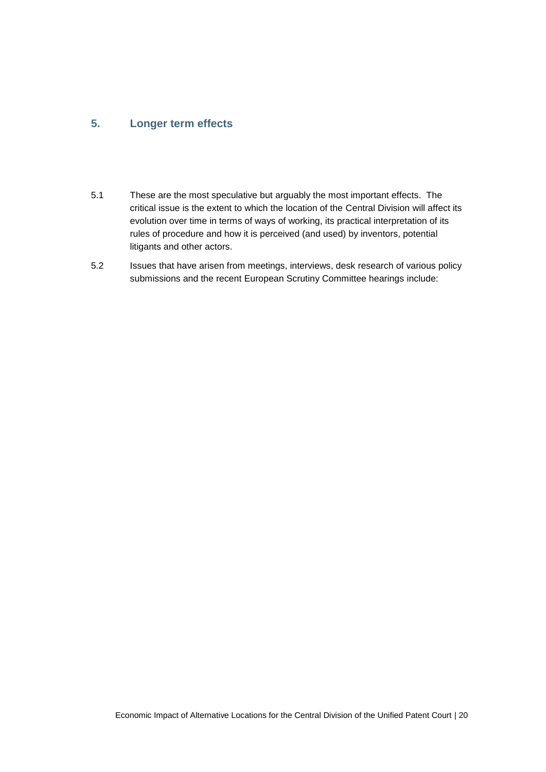## 5. Longer term effects

5.1 These are the most speculative but arguably the most important effects. The critical issue is the extent to which the location of the Central Division will affect its evolution over time in terms of ways of working, its practical interpretation of its rules of procedure and how it is perceived (and used) by inventors, potential litigants and other actors.

5.2 Issues that have arisen from meetings, interviews, desk research of various policy submissions and the recent European Scrutiny Committee hearings include: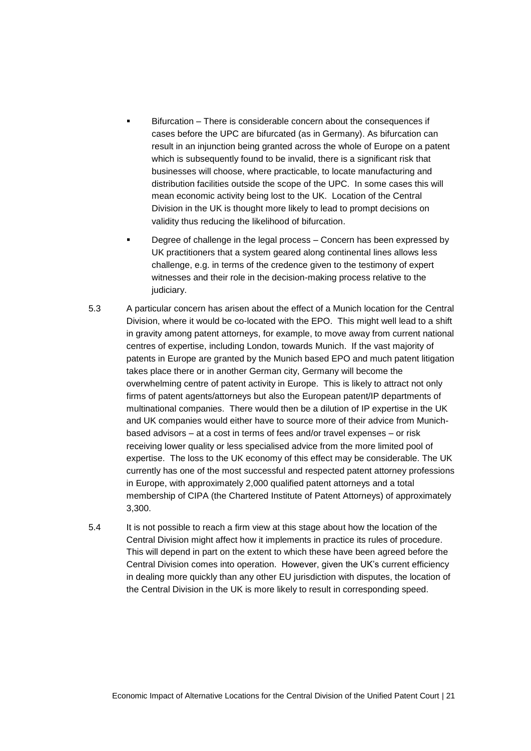- Bifurcation – There is considerable concern about the consequences if cases before the UPC are bifurcated (as in Germany). As bifurcation can result in an injunction being granted across the whole of Europe on a patent which is subsequently found to be invalid, there is a significant risk that businesses will choose, where practicable, to locate manufacturing and distribution facilities outside the scope of the UPC. In some cases this will mean economic activity being lost to the UK. Location of the Central Division in the UK is thought more likely to lead to prompt decisions on validity thus reducing the likelihood of bifurcation.

- Degree of challenge in the legal process – Concern has been expressed by UK practitioners that a system geared along continental lines allows less challenge, e.g. in terms of the credence given to the testimony of expert witnesses and their role in the decision-making process relative to the judiciary.

5.3 A particular concern has arisen about the effect of a Munich location for the Central Division, where it would be co-located with the EPO. This might well lead to a shift in gravity among patent attorneys, for example, to move away from current national centres of expertise, including London, towards Munich. If the vast majority of patents in Europe are granted by the Munich based EPO and much patent litigation takes place there or in another German city, Germany will become the overwhelming centre of patent activity in Europe. This is likely to attract not only firms of patent agents/attorneys but also the European patent/IP departments of multinational companies. There would then be a dilution of IP expertise in the UK and UK companies would either have to source more of their advice from Munich-based advisors – at a cost in terms of fees and/or travel expenses – or risk receiving lower quality or less specialised advice from the more limited pool of expertise. The loss to the UK economy of this effect may be considerable. The UK currently has one of the most successful and respected patent attorney professions in Europe, with approximately 2,000 qualified patent attorneys and a total membership of CIPA (the Chartered Institute of Patent Attorneys) of approximately 3,300.

5.4 It is not possible to reach a firm view at this stage about how the location of the Central Division might affect how it implements in practice its rules of procedure. This will depend in part on the extent to which these have been agreed before the Central Division comes into operation. However, given the UK's current efficiency in dealing more quickly than any other EU jurisdiction with disputes, the location of the Central Division in the UK is more likely to result in corresponding speed.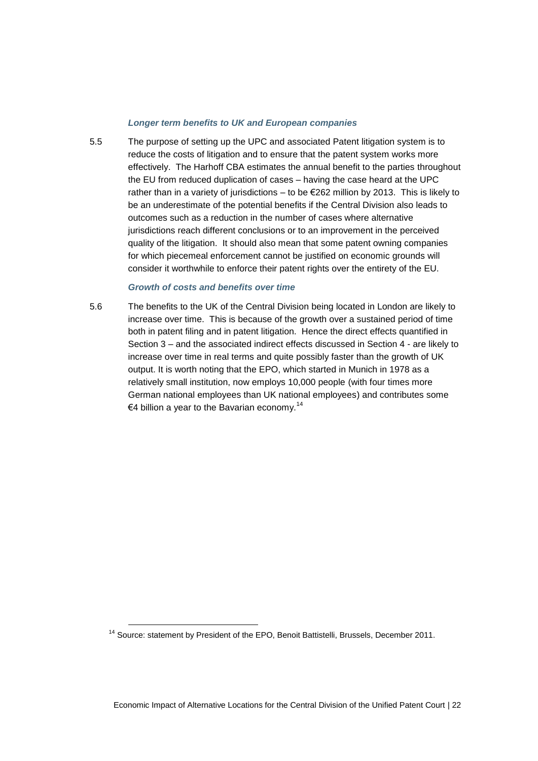### *Longer term benefits to UK and European companies*

5.5 The purpose of setting up the UPC and associated Patent litigation system is to reduce the costs of litigation and to ensure that the patent system works more effectively. The Harhoff CBA estimates the annual benefit to the parties throughout the EU from reduced duplication of cases – having the case heard at the UPC rather than in a variety of jurisdictions – to be €262 million by 2013. This is likely to be an underestimate of the potential benefits if the Central Division also leads to outcomes such as a reduction in the number of cases where alternative jurisdictions reach different conclusions or to an improvement in the perceived quality of the litigation. It should also mean that some patent owning companies for which piecemeal enforcement cannot be justified on economic grounds will consider it worthwhile to enforce their patent rights over the entirety of the EU.

### *Growth of costs and benefits over time*

5.6 The benefits to the UK of the Central Division being located in London are likely to increase over time. This is because of the growth over a sustained period of time both in patent filing and in patent litigation. Hence the direct effects quantified in Section 3 – and the associated indirect effects discussed in Section 4 - are likely to increase over time in real terms and quite possibly faster than the growth of UK output. It is worth noting that the EPO, which started in Munich in 1978 as a relatively small institution, now employs 10,000 people (with four times more German national employees than UK national employees) and contributes some €4 billion a year to the Bavarian economy.[14]

---

[14] Source: statement by President of the EPO, Benoit Battistelli, Brussels, December 2011.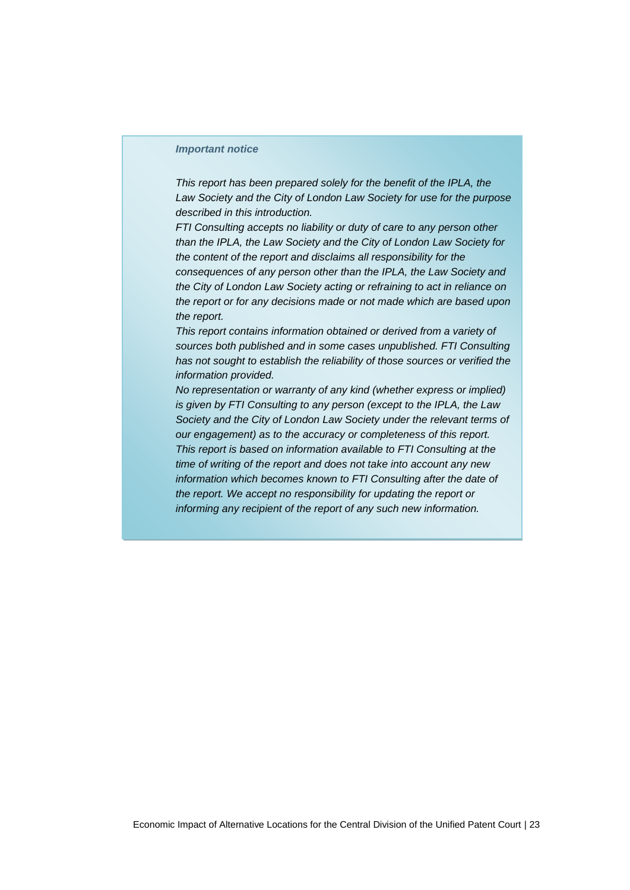***Important notice***

*This report has been prepared solely for the benefit of the IPLA, the Law Society and the City of London Law Society for use for the purpose described in this introduction.*

*FTI Consulting accepts no liability or duty of care to any person other than the IPLA, the Law Society and the City of London Law Society for the content of the report and disclaims all responsibility for the consequences of any person other than the IPLA, the Law Society and the City of London Law Society acting or refraining to act in reliance on the report or for any decisions made or not made which are based upon the report.*

*This report contains information obtained or derived from a variety of sources both published and in some cases unpublished. FTI Consulting has not sought to establish the reliability of those sources or verified the information provided.*

*No representation or warranty of any kind (whether express or implied) is given by FTI Consulting to any person (except to the IPLA, the Law Society and the City of London Law Society under the relevant terms of our engagement) as to the accuracy or completeness of this report.*

*This report is based on information available to FTI Consulting at the time of writing of the report and does not take into account any new information which becomes known to FTI Consulting after the date of the report. We accept no responsibility for updating the report or informing any recipient of the report of any such new information.*